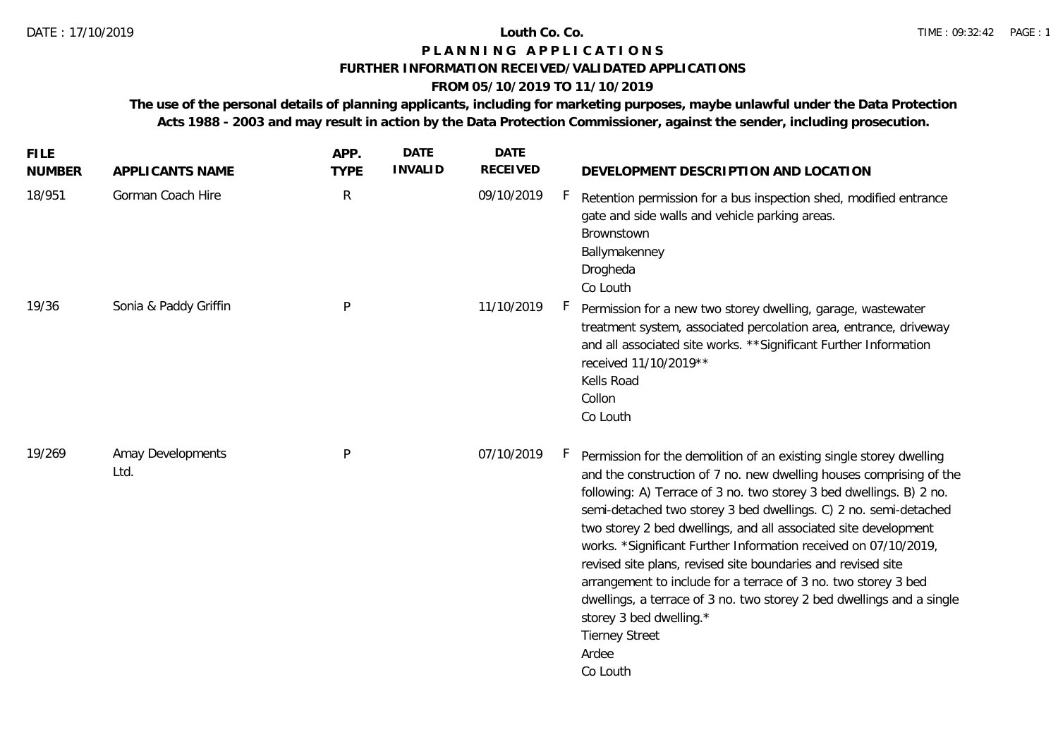# Louth Co. Co.

## P L A N N I N G   A P P L I C A T I O N S

### FURTHER INFORMATION RECEIVED/VALIDATED APPLICATIONS

### FROM 05/10/2019 TO 11/10/2019

**The use of the personal details of planning applicants, including for marketing purposes, maybe unlawful under the Data Protection Acts 1988 - 2003 and may result in action by the Data Protection Commissioner, against the sender, including prosecution.**

| FILE NUMBER | APPLICANTS NAME | APP. TYPE | DATE INVALID | DATE RECEIVED | | DEVELOPMENT DESCRIPTION AND LOCATION |
|---|---|---|---|---|---|---|
| 18/951 | Gorman Coach Hire | R | | 09/10/2019 | F | Retention permission for a bus inspection shed, modified entrance gate and side walls and vehicle parking areas.<br>Brownstown<br>Ballymakenney<br>Drogheda<br>Co Louth |
| 19/36 | Sonia & Paddy Griffin | P | | 11/10/2019 | F | Permission for a new two storey dwelling, garage, wastewater treatment system, associated percolation area, entrance, driveway and all associated site works. **Significant Further Information received 11/10/2019**<br>Kells Road<br>Collon<br>Co Louth |
| 19/269 | Amay Developments Ltd. | P | | 07/10/2019 | F | Permission for the demolition of an existing single storey dwelling and the construction of 7 no. new dwelling houses comprising of the following: A) Terrace of 3 no. two storey 3 bed dwellings. B) 2 no. semi-detached two storey 3 bed dwellings. C) 2 no. semi-detached two storey 2 bed dwellings, and all associated site development works. *Significant Further Information received on 07/10/2019, revised site plans, revised site boundaries and revised site arrangement to include for a terrace of 3 no. two storey 3 bed dwellings, a terrace of 3 no. two storey 2 bed dwellings and a single storey 3 bed dwelling.*<br>Tierney Street<br>Ardee<br>Co Louth |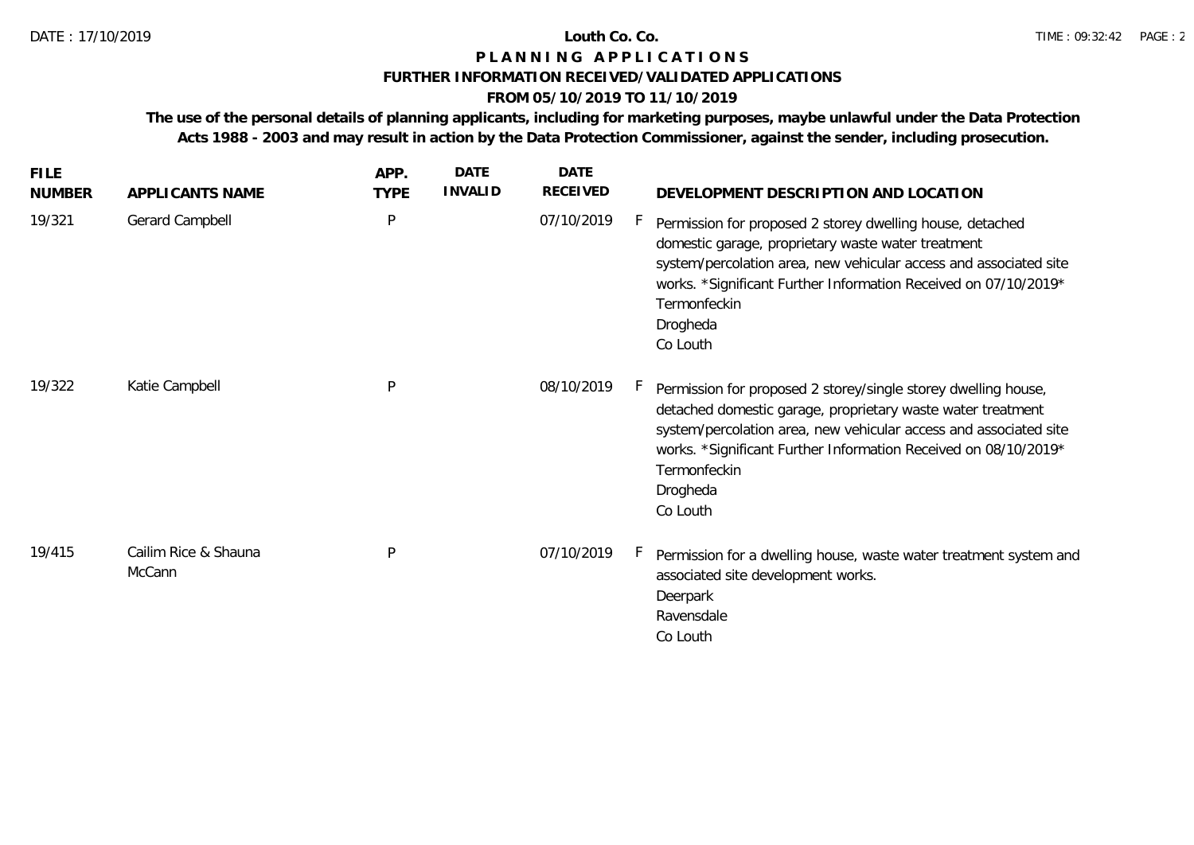**Louth Co. Co.**

**P L A N N I N G   A P P L I C A T I O N S**

**FURTHER INFORMATION RECEIVED/VALIDATED APPLICATIONS**

**FROM 05/10/2019 TO 11/10/2019**

**The use of the personal details of planning applicants, including for marketing purposes, maybe unlawful under the Data Protection Acts 1988 - 2003 and may result in action by the Data Protection Commissioner, against the sender, including prosecution.**

| FILE NUMBER | APPLICANTS NAME | APP. TYPE | DATE INVALID | DATE RECEIVED | | DEVELOPMENT DESCRIPTION AND LOCATION |
|---|---|---|---|---|---|---|
| 19/321 | Gerard Campbell | P | | 07/10/2019 | F | Permission for proposed 2 storey dwelling house, detached domestic garage, proprietary waste water treatment system/percolation area, new vehicular access and associated site works. *Significant Further Information Received on 07/10/2019* Termonfeckin Drogheda Co Louth |
| 19/322 | Katie Campbell | P | | 08/10/2019 | F | Permission for proposed 2 storey/single storey dwelling house, detached domestic garage, proprietary waste water treatment system/percolation area, new vehicular access and associated site works. *Significant Further Information Received on 08/10/2019* Termonfeckin Drogheda Co Louth |
| 19/415 | Cailim Rice & Shauna McCann | P | | 07/10/2019 | F | Permission for a dwelling house, waste water treatment system and associated site development works. Deerpark Ravensdale Co Louth |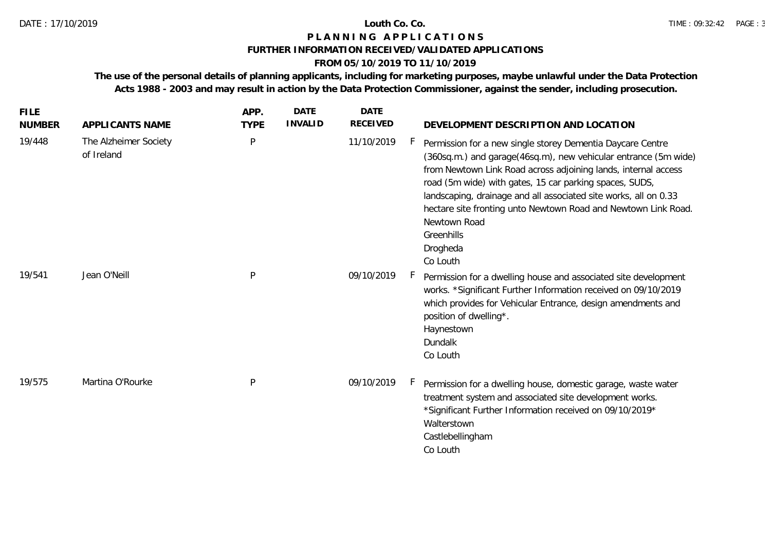**Louth Co. Co.**

**P L A N N I N G   A P P L I C A T I O N S**

**FURTHER INFORMATION RECEIVED/VALIDATED APPLICATIONS**

**FROM 05/10/2019 TO 11/10/2019**

**The use of the personal details of planning applicants, including for marketing purposes, maybe unlawful under the Data Protection Acts 1988 - 2003 and may result in action by the Data Protection Commissioner, against the sender, including prosecution.**

| FILE NUMBER | APPLICANTS NAME | APP. TYPE | DATE INVALID | DATE RECEIVED | | DEVELOPMENT DESCRIPTION AND LOCATION |
|---|---|---|---|---|---|---|
| 19/448 | The Alzheimer Society of Ireland | P | | 11/10/2019 | F | Permission for a new single storey Dementia Daycare Centre (360sq.m.) and garage(46sq.m), new vehicular entrance (5m wide) from Newtown Link Road across adjoining lands, internal access road (5m wide) with gates, 15 car parking spaces, SUDS, landscaping, drainage and all associated site works, all on 0.33 hectare site fronting unto Newtown Road and Newtown Link Road. Newtown Road Greenhills Drogheda Co Louth |
| 19/541 | Jean O'Neill | P | | 09/10/2019 | F | Permission for a dwelling house and associated site development works. *Significant Further Information received on 09/10/2019 which provides for Vehicular Entrance, design amendments and position of dwelling*. Haynestown Dundalk Co Louth |
| 19/575 | Martina O'Rourke | P | | 09/10/2019 | F | Permission for a dwelling house, domestic garage, waste water treatment system and associated site development works. *Significant Further Information received on 09/10/2019* Walterstown Castlebellingham Co Louth |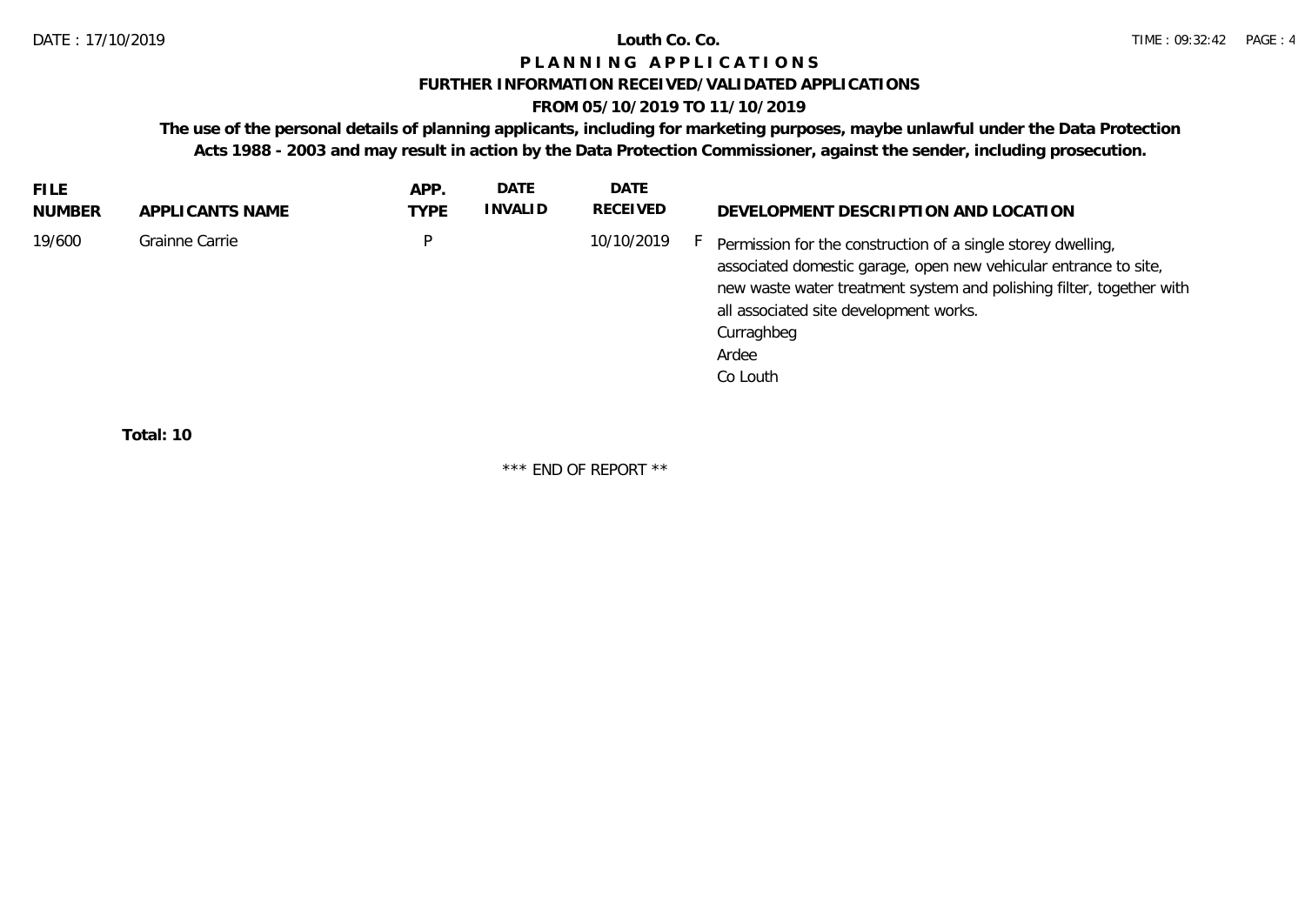**Louth Co. Co.**

**P L A N N I N G A P P L I C A T I O N S**

**FURTHER INFORMATION RECEIVED/VALIDATED APPLICATIONS**

**FROM 05/10/2019 TO 11/10/2019**

**The use of the personal details of planning applicants, including for marketing purposes, maybe unlawful under the Data Protection Acts 1988 - 2003 and may result in action by the Data Protection Commissioner, against the sender, including prosecution.**

| FILE NUMBER | APPLICANTS NAME | APP. TYPE | DATE INVALID | DATE RECEIVED | | DEVELOPMENT DESCRIPTION AND LOCATION |
|---|---|---|---|---|---|---|
| 19/600 | Grainne Carrie | P | | 10/10/2019 | F | Permission for the construction of a single storey dwelling, associated domestic garage, open new vehicular entrance to site, new waste water treatment system and polishing filter, together with all associated site development works. Curraghbeg Ardee Co Louth |

**Total: 10**

*** END OF REPORT **